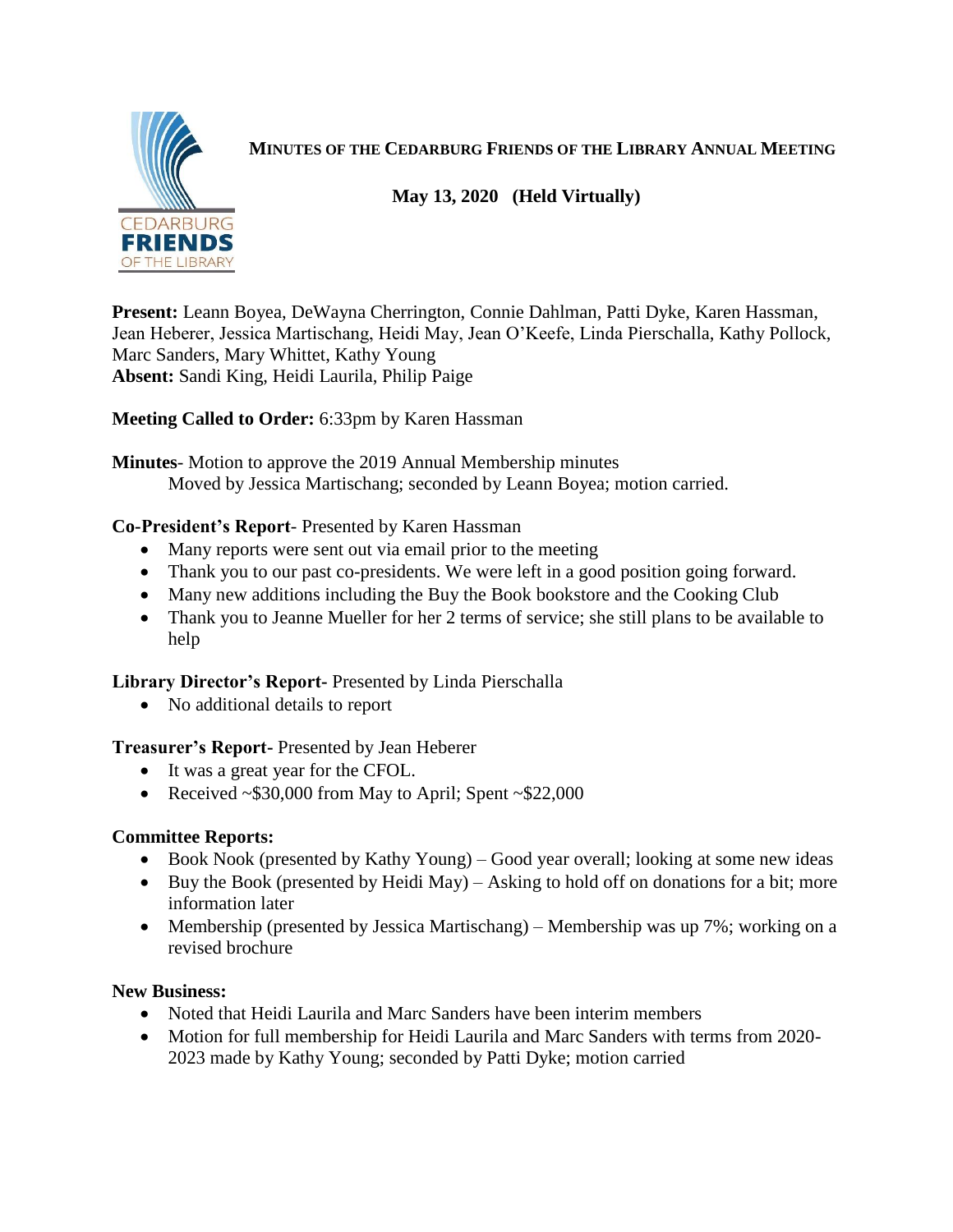# MINUTES OF THE CEDARBURG FRIENDS OF THE LIBRARY ANNUAL MEETING

**May 13, 2020 (Held Virtually)**

**Present:** Leann Boyea, DeWayna Cherrington, Connie Dahlman, Patti Dyke, Karen Hassman, Jean Heberer, Jessica Martischang, Heidi May, Jean O'Keefe, Linda Pierschalla, Kathy Pollock, Marc Sanders, Mary Whittet, Kathy Young
**Absent:** Sandi King, Heidi Laurila, Philip Paige

**Meeting Called to Order:** 6:33pm by Karen Hassman

**Minutes**- Motion to approve the 2019 Annual Membership minutes
Moved by Jessica Martischang; seconded by Leann Boyea; motion carried.

**Co-President's Report**- Presented by Karen Hassman

- Many reports were sent out via email prior to the meeting
- Thank you to our past co-presidents. We were left in a good position going forward.
- Many new additions including the Buy the Book bookstore and the Cooking Club
- Thank you to Jeanne Mueller for her 2 terms of service; she still plans to be available to help

**Library Director's Report-** Presented by Linda Pierschalla

- No additional details to report

**Treasurer's Report-** Presented by Jean Heberer

- It was a great year for the CFOL.
- Received ~$30,000 from May to April; Spent ~$22,000

**Committee Reports:**

- Book Nook (presented by Kathy Young) – Good year overall; looking at some new ideas
- Buy the Book (presented by Heidi May) – Asking to hold off on donations for a bit; more information later
- Membership (presented by Jessica Martischang) – Membership was up 7%; working on a revised brochure

**New Business:**

- Noted that Heidi Laurila and Marc Sanders have been interim members
- Motion for full membership for Heidi Laurila and Marc Sanders with terms from 2020-2023 made by Kathy Young; seconded by Patti Dyke; motion carried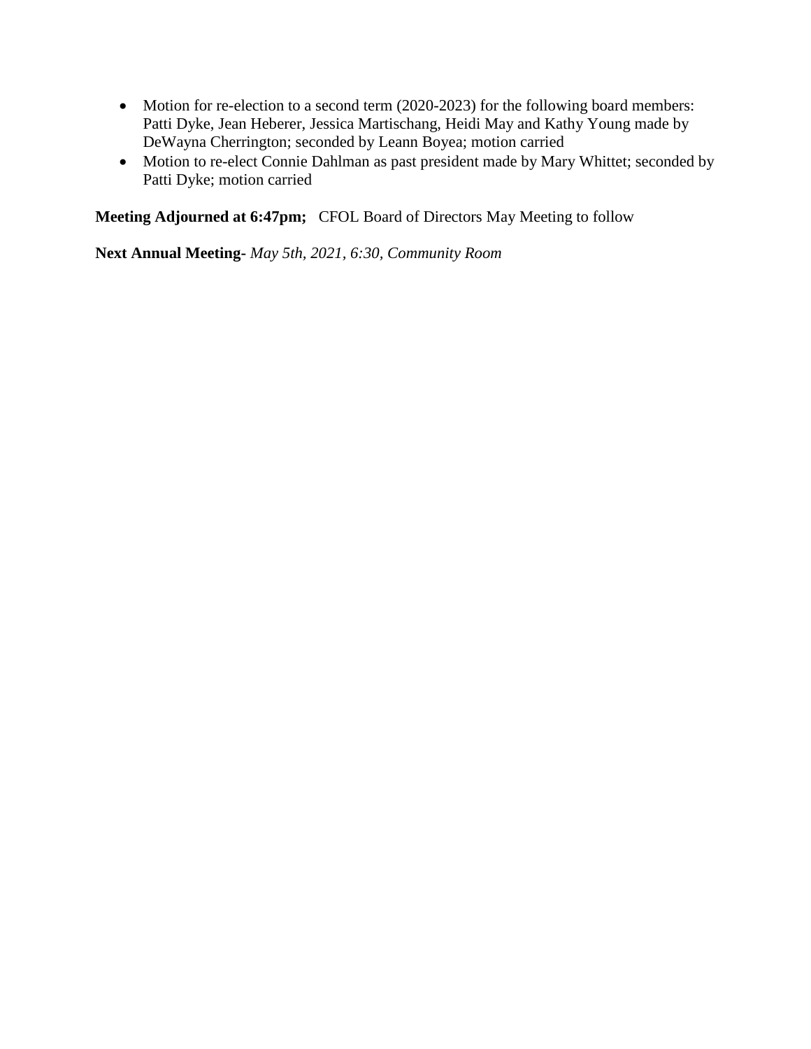- Motion for re-election to a second term (2020-2023) for the following board members: Patti Dyke, Jean Heberer, Jessica Martischang, Heidi May and Kathy Young made by DeWayna Cherrington; seconded by Leann Boyea; motion carried
- Motion to re-elect Connie Dahlman as past president made by Mary Whittet; seconded by Patti Dyke; motion carried

**Meeting Adjourned at 6:47pm;** CFOL Board of Directors May Meeting to follow

**Next Annual Meeting**- *May 5th, 2021, 6:30, Community Room*